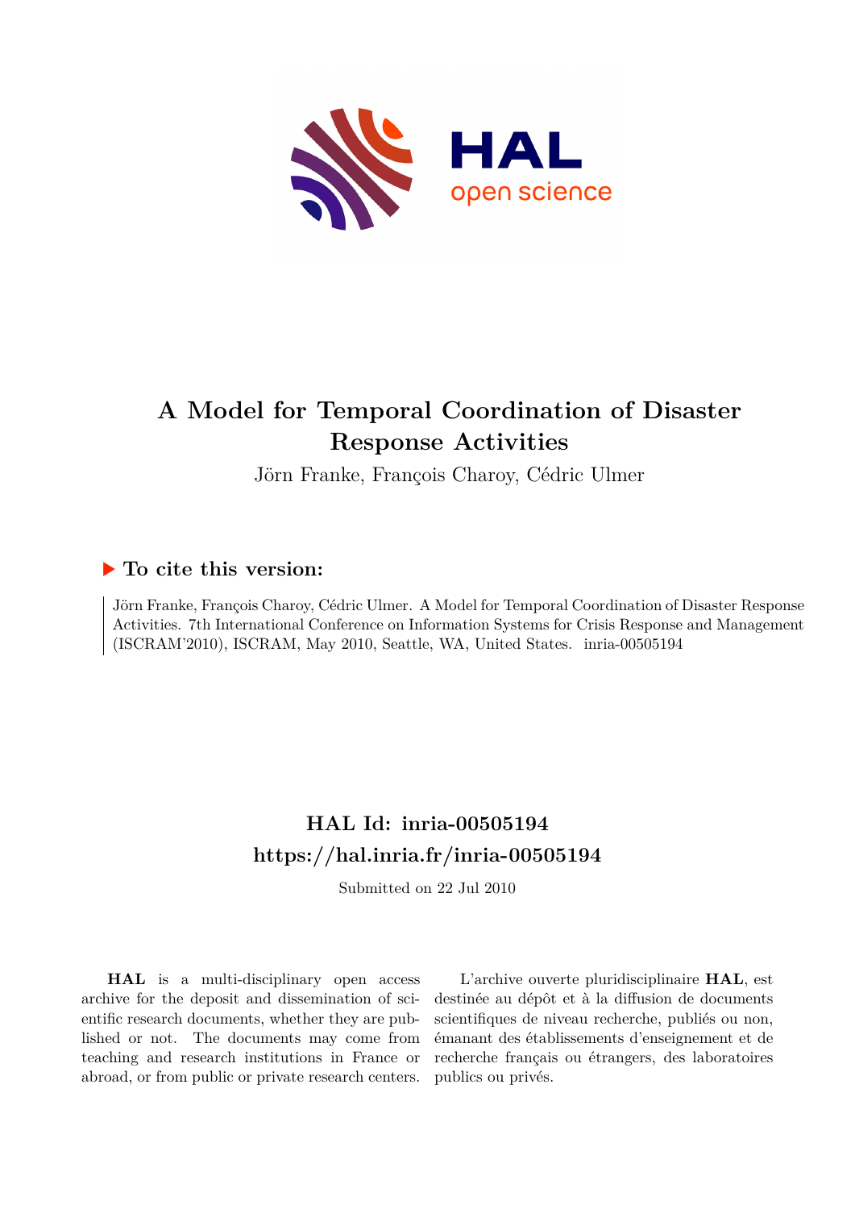# A Model for Temporal Coordination of Disaster Response Activities

Jörn Franke, François Charoy, Cédric Ulmer

## ▶ To cite this version:

Jörn Franke, François Charoy, Cédric Ulmer. A Model for Temporal Coordination of Disaster Response Activities. 7th International Conference on Information Systems for Crisis Response and Management (ISCRAM'2010), ISCRAM, May 2010, Seattle, WA, United States. inria-00505194

## HAL Id: inria-00505194
## https://hal.inria.fr/inria-00505194

Submitted on 22 Jul 2010

**HAL** is a multi-disciplinary open access archive for the deposit and dissemination of scientific research documents, whether they are published or not. The documents may come from teaching and research institutions in France or abroad, or from public or private research centers.

L'archive ouverte pluridisciplinaire **HAL**, est destinée au dépôt et à la diffusion de documents scientifiques de niveau recherche, publiés ou non, émanant des établissements d'enseignement et de recherche français ou étrangers, des laboratoires publics ou privés.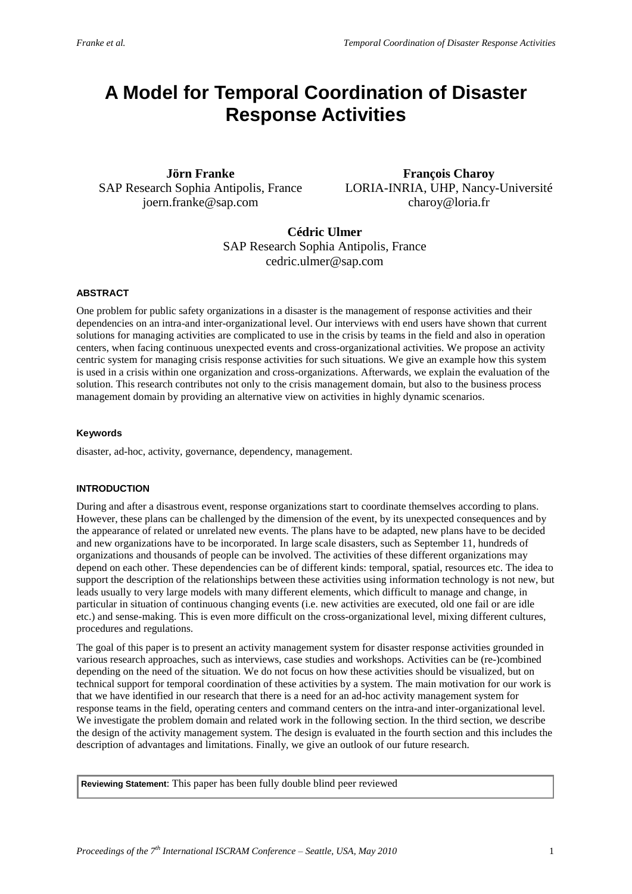# A Model for Temporal Coordination of Disaster Response Activities

**Jörn Franke**
SAP Research Sophia Antipolis, France
joern.franke@sap.com

**François Charoy**
LORIA-INRIA, UHP, Nancy-Université
charoy@loria.fr

**Cédric Ulmer**
SAP Research Sophia Antipolis, France
cedric.ulmer@sap.com

#### ABSTRACT

One problem for public safety organizations in a disaster is the management of response activities and their dependencies on an intra-and inter-organizational level. Our interviews with end users have shown that current solutions for managing activities are complicated to use in the crisis by teams in the field and also in operation centers, when facing continuous unexpected events and cross-organizational activities. We propose an activity centric system for managing crisis response activities for such situations. We give an example how this system is used in a crisis within one organization and cross-organizations. Afterwards, we explain the evaluation of the solution. This research contributes not only to the crisis management domain, but also to the business process management domain by providing an alternative view on activities in highly dynamic scenarios.

#### Keywords

disaster, ad-hoc, activity, governance, dependency, management.

#### INTRODUCTION

During and after a disastrous event, response organizations start to coordinate themselves according to plans. However, these plans can be challenged by the dimension of the event, by its unexpected consequences and by the appearance of related or unrelated new events. The plans have to be adapted, new plans have to be decided and new organizations have to be incorporated. In large scale disasters, such as September 11, hundreds of organizations and thousands of people can be involved. The activities of these different organizations may depend on each other. These dependencies can be of different kinds: temporal, spatial, resources etc. The idea to support the description of the relationships between these activities using information technology is not new, but leads usually to very large models with many different elements, which difficult to manage and change, in particular in situation of continuous changing events (i.e. new activities are executed, old one fail or are idle etc.) and sense-making. This is even more difficult on the cross-organizational level, mixing different cultures, procedures and regulations.

The goal of this paper is to present an activity management system for disaster response activities grounded in various research approaches, such as interviews, case studies and workshops. Activities can be (re-)combined depending on the need of the situation. We do not focus on how these activities should be visualized, but on technical support for temporal coordination of these activities by a system. The main motivation for our work is that we have identified in our research that there is a need for an ad-hoc activity management system for response teams in the field, operating centers and command centers on the intra-and inter-organizational level. We investigate the problem domain and related work in the following section. In the third section, we describe the design of the activity management system. The design is evaluated in the fourth section and this includes the description of advantages and limitations. Finally, we give an outlook of our future research.

**Reviewing Statement**: This paper has been fully double blind peer reviewed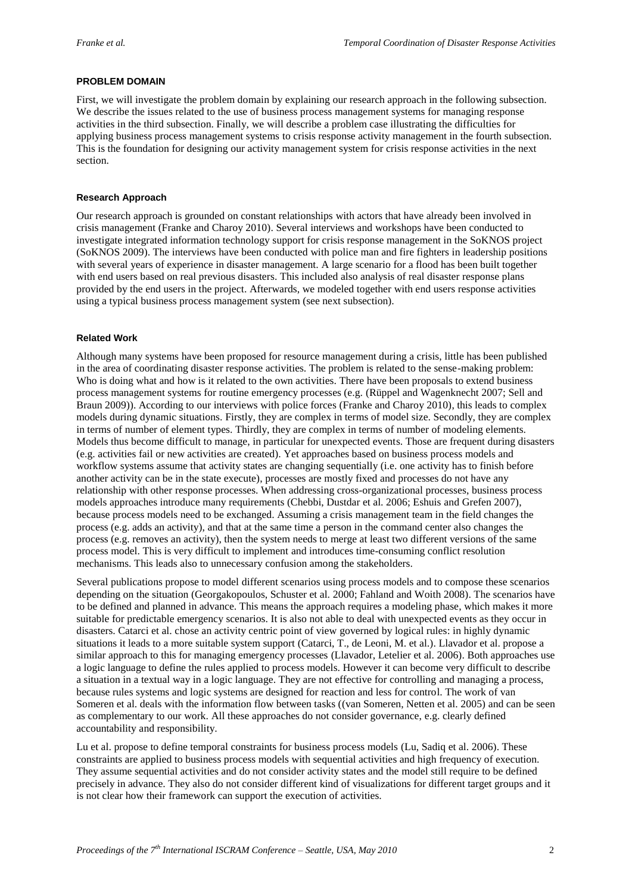## PROBLEM DOMAIN

First, we will investigate the problem domain by explaining our research approach in the following subsection. We describe the issues related to the use of business process management systems for managing response activities in the third subsection. Finally, we will describe a problem case illustrating the difficulties for applying business process management systems to crisis response activity management in the fourth subsection. This is the foundation for designing our activity management system for crisis response activities in the next section.

### Research Approach

Our research approach is grounded on constant relationships with actors that have already been involved in crisis management (Franke and Charoy 2010). Several interviews and workshops have been conducted to investigate integrated information technology support for crisis response management in the SoKNOS project (SoKNOS 2009). The interviews have been conducted with police man and fire fighters in leadership positions with several years of experience in disaster management. A large scenario for a flood has been built together with end users based on real previous disasters. This included also analysis of real disaster response plans provided by the end users in the project. Afterwards, we modeled together with end users response activities using a typical business process management system (see next subsection).

### Related Work

Although many systems have been proposed for resource management during a crisis, little has been published in the area of coordinating disaster response activities. The problem is related to the sense-making problem: Who is doing what and how is it related to the own activities. There have been proposals to extend business process management systems for routine emergency processes (e.g. (Rüppel and Wagenknecht 2007; Sell and Braun 2009)). According to our interviews with police forces (Franke and Charoy 2010), this leads to complex models during dynamic situations. Firstly, they are complex in terms of model size. Secondly, they are complex in terms of number of element types. Thirdly, they are complex in terms of number of modeling elements. Models thus become difficult to manage, in particular for unexpected events. Those are frequent during disasters (e.g. activities fail or new activities are created). Yet approaches based on business process models and workflow systems assume that activity states are changing sequentially (i.e. one activity has to finish before another activity can be in the state execute), processes are mostly fixed and processes do not have any relationship with other response processes. When addressing cross-organizational processes, business process models approaches introduce many requirements (Chebbi, Dustdar et al. 2006; Eshuis and Grefen 2007), because process models need to be exchanged. Assuming a crisis management team in the field changes the process (e.g. adds an activity), and that at the same time a person in the command center also changes the process (e.g. removes an activity), then the system needs to merge at least two different versions of the same process model. This is very difficult to implement and introduces time-consuming conflict resolution mechanisms. This leads also to unnecessary confusion among the stakeholders.

Several publications propose to model different scenarios using process models and to compose these scenarios depending on the situation (Georgakopoulos, Schuster et al. 2000; Fahland and Woith 2008). The scenarios have to be defined and planned in advance. This means the approach requires a modeling phase, which makes it more suitable for predictable emergency scenarios. It is also not able to deal with unexpected events as they occur in disasters. Catarci et al. chose an activity centric point of view governed by logical rules: in highly dynamic situations it leads to a more suitable system support (Catarci, T., de Leoni, M. et al.). Llavador et al. propose a similar approach to this for managing emergency processes (Llavador, Letelier et al. 2006). Both approaches use a logic language to define the rules applied to process models. However it can become very difficult to describe a situation in a textual way in a logic language. They are not effective for controlling and managing a process, because rules systems and logic systems are designed for reaction and less for control. The work of van Someren et al. deals with the information flow between tasks ((van Someren, Netten et al. 2005) and can be seen as complementary to our work. All these approaches do not consider governance, e.g. clearly defined accountability and responsibility.

Lu et al. propose to define temporal constraints for business process models (Lu, Sadiq et al. 2006). These constraints are applied to business process models with sequential activities and high frequency of execution. They assume sequential activities and do not consider activity states and the model still require to be defined precisely in advance. They also do not consider different kind of visualizations for different target groups and it is not clear how their framework can support the execution of activities.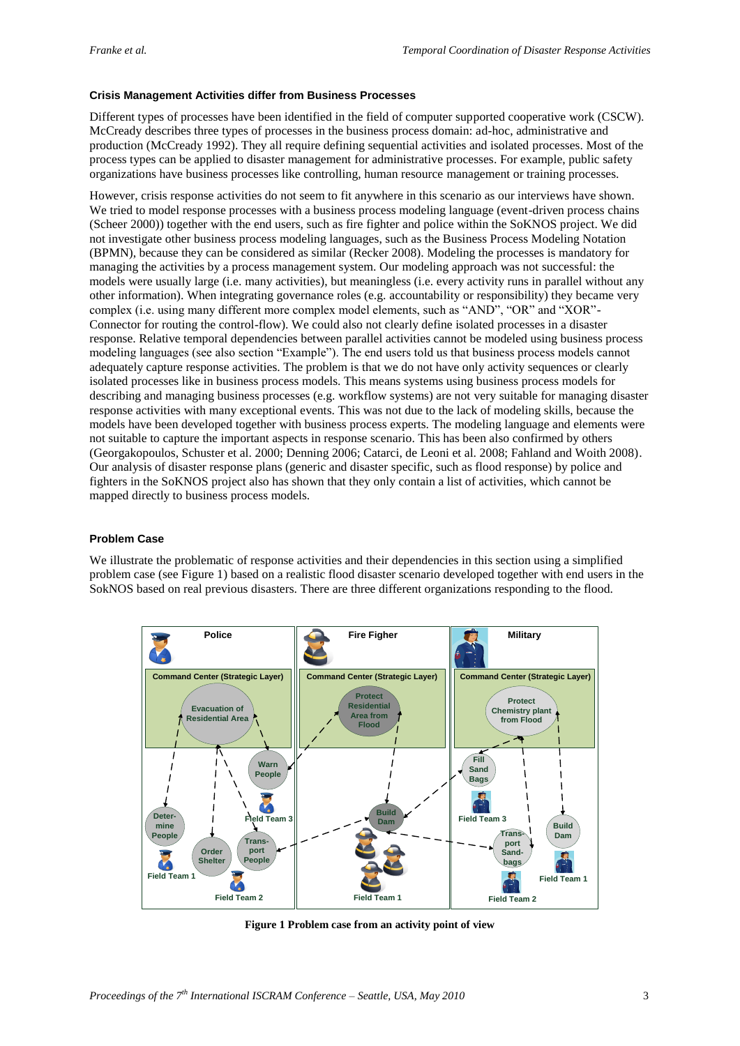### Crisis Management Activities differ from Business Processes

Different types of processes have been identified in the field of computer supported cooperative work (CSCW). McCready describes three types of processes in the business process domain: ad-hoc, administrative and production (McCready 1992). They all require defining sequential activities and isolated processes. Most of the process types can be applied to disaster management for administrative processes. For example, public safety organizations have business processes like controlling, human resource management or training processes.

However, crisis response activities do not seem to fit anywhere in this scenario as our interviews have shown. We tried to model response processes with a business process modeling language (event-driven process chains (Scheer 2000)) together with the end users, such as fire fighter and police within the SoKNOS project. We did not investigate other business process modeling languages, such as the Business Process Modeling Notation (BPMN), because they can be considered as similar (Recker 2008). Modeling the processes is mandatory for managing the activities by a process management system. Our modeling approach was not successful: the models were usually large (i.e. many activities), but meaningless (i.e. every activity runs in parallel without any other information). When integrating governance roles (e.g. accountability or responsibility) they became very complex (i.e. using many different more complex model elements, such as "AND", "OR" and "XOR"-Connector for routing the control-flow). We could also not clearly define isolated processes in a disaster response. Relative temporal dependencies between parallel activities cannot be modeled using business process modeling languages (see also section "Example"). The end users told us that business process models cannot adequately capture response activities. The problem is that we do not have only activity sequences or clearly isolated processes like in business process models. This means systems using business process models for describing and managing business processes (e.g. workflow systems) are not very suitable for managing disaster response activities with many exceptional events. This was not due to the lack of modeling skills, because the models have been developed together with business process experts. The modeling language and elements were not suitable to capture the important aspects in response scenario. This has been also confirmed by others (Georgakopoulos, Schuster et al. 2000; Denning 2006; Catarci, de Leoni et al. 2008; Fahland and Woith 2008). Our analysis of disaster response plans (generic and disaster specific, such as flood response) by police and fighters in the SoKNOS project also has shown that they only contain a list of activities, which cannot be mapped directly to business process models.

### Problem Case

We illustrate the problematic of response activities and their dependencies in this section using a simplified problem case (see Figure 1) based on a realistic flood disaster scenario developed together with end users in the SokNOS based on real previous disasters. There are three different organizations responding to the flood.

**Figure 1 Problem case from an activity point of view**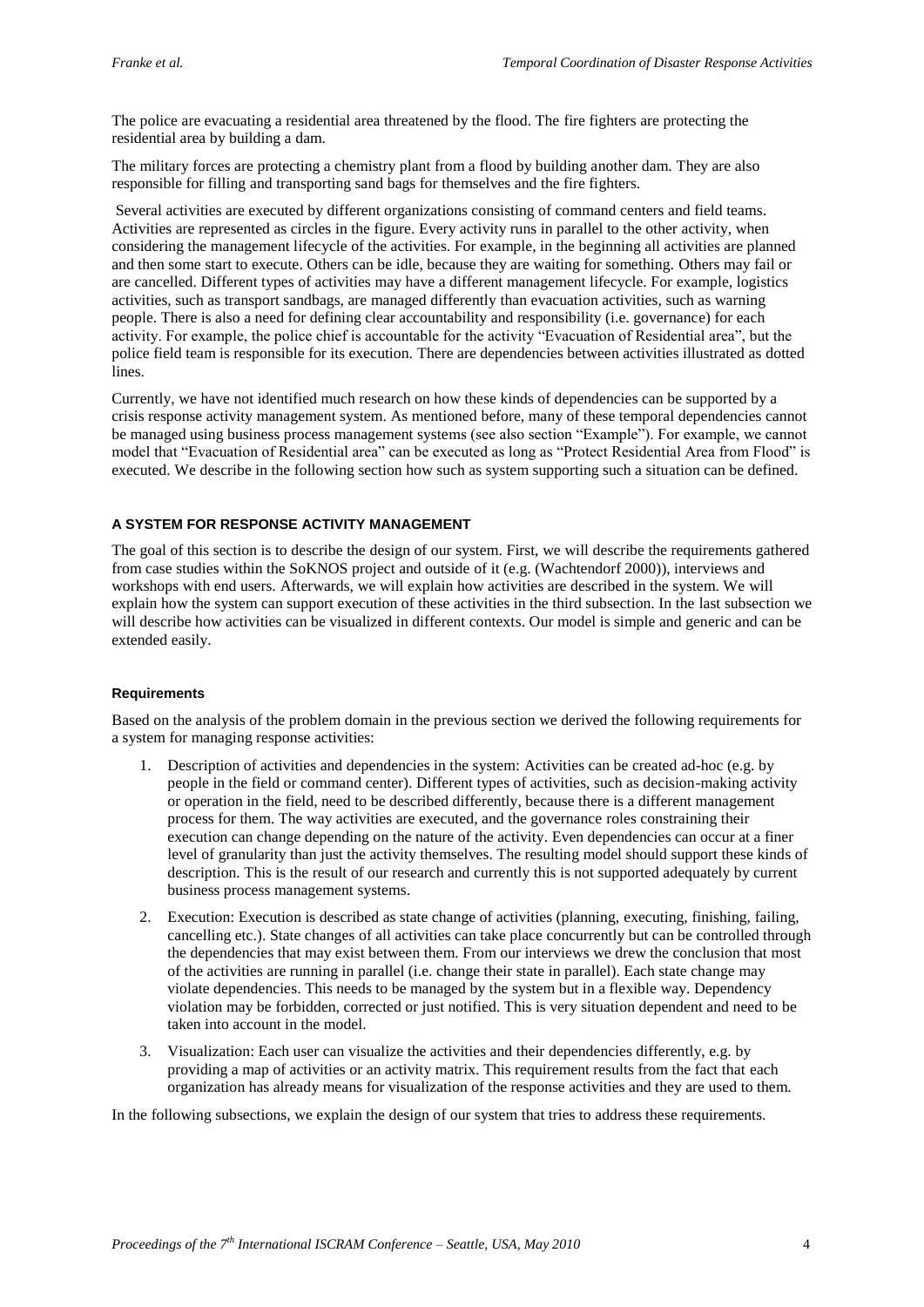The police are evacuating a residential area threatened by the flood. The fire fighters are protecting the residential area by building a dam.

The military forces are protecting a chemistry plant from a flood by building another dam. They are also responsible for filling and transporting sand bags for themselves and the fire fighters.

Several activities are executed by different organizations consisting of command centers and field teams. Activities are represented as circles in the figure. Every activity runs in parallel to the other activity, when considering the management lifecycle of the activities. For example, in the beginning all activities are planned and then some start to execute. Others can be idle, because they are waiting for something. Others may fail or are cancelled. Different types of activities may have a different management lifecycle. For example, logistics activities, such as transport sandbags, are managed differently than evacuation activities, such as warning people. There is also a need for defining clear accountability and responsibility (i.e. governance) for each activity. For example, the police chief is accountable for the activity "Evacuation of Residential area", but the police field team is responsible for its execution. There are dependencies between activities illustrated as dotted lines.

Currently, we have not identified much research on how these kinds of dependencies can be supported by a crisis response activity management system. As mentioned before, many of these temporal dependencies cannot be managed using business process management systems (see also section "Example"). For example, we cannot model that "Evacuation of Residential area" can be executed as long as "Protect Residential Area from Flood" is executed. We describe in the following section how such as system supporting such a situation can be defined.

## A SYSTEM FOR RESPONSE ACTIVITY MANAGEMENT

The goal of this section is to describe the design of our system. First, we will describe the requirements gathered from case studies within the SoKNOS project and outside of it (e.g. (Wachtendorf 2000)), interviews and workshops with end users. Afterwards, we will explain how activities are described in the system. We will explain how the system can support execution of these activities in the third subsection. In the last subsection we will describe how activities can be visualized in different contexts. Our model is simple and generic and can be extended easily.

### Requirements

Based on the analysis of the problem domain in the previous section we derived the following requirements for a system for managing response activities:

1. Description of activities and dependencies in the system: Activities can be created ad-hoc (e.g. by people in the field or command center). Different types of activities, such as decision-making activity or operation in the field, need to be described differently, because there is a different management process for them. The way activities are executed, and the governance roles constraining their execution can change depending on the nature of the activity. Even dependencies can occur at a finer level of granularity than just the activity themselves. The resulting model should support these kinds of description. This is the result of our research and currently this is not supported adequately by current business process management systems.
2. Execution: Execution is described as state change of activities (planning, executing, finishing, failing, cancelling etc.). State changes of all activities can take place concurrently but can be controlled through the dependencies that may exist between them. From our interviews we drew the conclusion that most of the activities are running in parallel (i.e. change their state in parallel). Each state change may violate dependencies. This needs to be managed by the system but in a flexible way. Dependency violation may be forbidden, corrected or just notified. This is very situation dependent and need to be taken into account in the model.
3. Visualization: Each user can visualize the activities and their dependencies differently, e.g. by providing a map of activities or an activity matrix. This requirement results from the fact that each organization has already means for visualization of the response activities and they are used to them.

In the following subsections, we explain the design of our system that tries to address these requirements.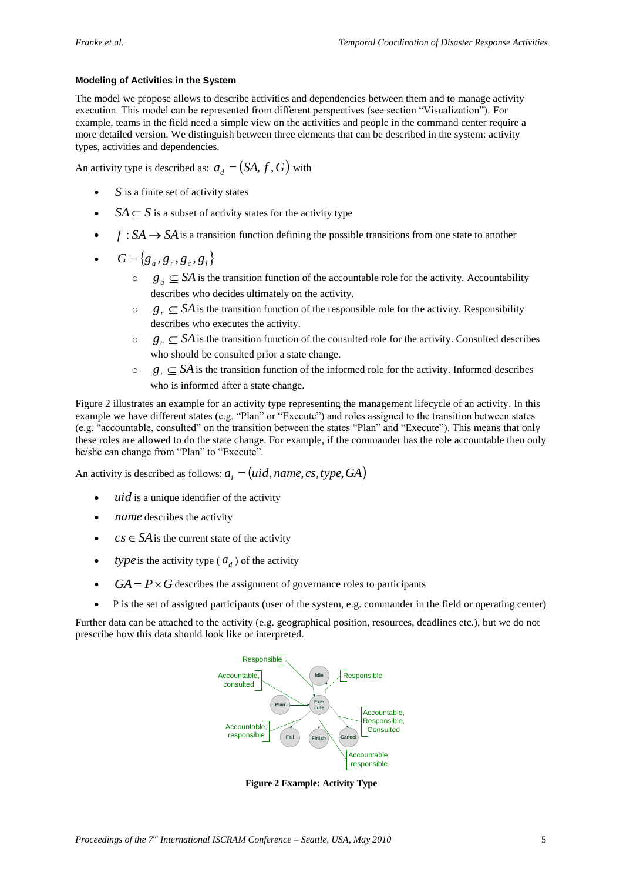### Modeling of Activities in the System

The model we propose allows to describe activities and dependencies between them and to manage activity execution. This model can be represented from different perspectives (see section "Visualization"). For example, teams in the field need a simple view on the activities and people in the command center require a more detailed version. We distinguish between three elements that can be described in the system: activity types, activities and dependencies.

An activity type is described as: $a_d = (SA, f, G)$ with

- $S$ is a finite set of activity states
- $SA \subseteq S$ is a subset of activity states for the activity type
- $f : SA \rightarrow SA$ is a transition function defining the possible transitions from one state to another
- $G = \{g_a, g_r, g_c, g_i\}$
  - $g_a \subseteq SA$ is the transition function of the accountable role for the activity. Accountability describes who decides ultimately on the activity.
  - $g_r \subseteq SA$ is the transition function of the responsible role for the activity. Responsibility describes who executes the activity.
  - $g_c \subseteq SA$ is the transition function of the consulted role for the activity. Consulted describes who should be consulted prior a state change.
  - $g_i \subseteq SA$ is the transition function of the informed role for the activity. Informed describes who is informed after a state change.

Figure 2 illustrates an example for an activity type representing the management lifecycle of an activity. In this example we have different states (e.g. "Plan" or "Execute") and roles assigned to the transition between states (e.g. "accountable, consulted" on the transition between the states "Plan" and "Execute"). This means that only these roles are allowed to do the state change. For example, if the commander has the role accountable then only he/she can change from "Plan" to "Execute".

An activity is described as follows: $a_i = (uid, name, cs, type, GA)$

- $uid$ is a unique identifier of the activity
- $name$ describes the activity
- $cs \in SA$ is the current state of the activity
- $type$ is the activity type ( $a_d$ ) of the activity
- $GA = P \times G$ describes the assignment of governance roles to participants
- P is the set of assigned participants (user of the system, e.g. commander in the field or operating center)

Further data can be attached to the activity (e.g. geographical position, resources, deadlines etc.), but we do not prescribe how this data should look like or interpreted.

**Figure 2 Example: Activity Type**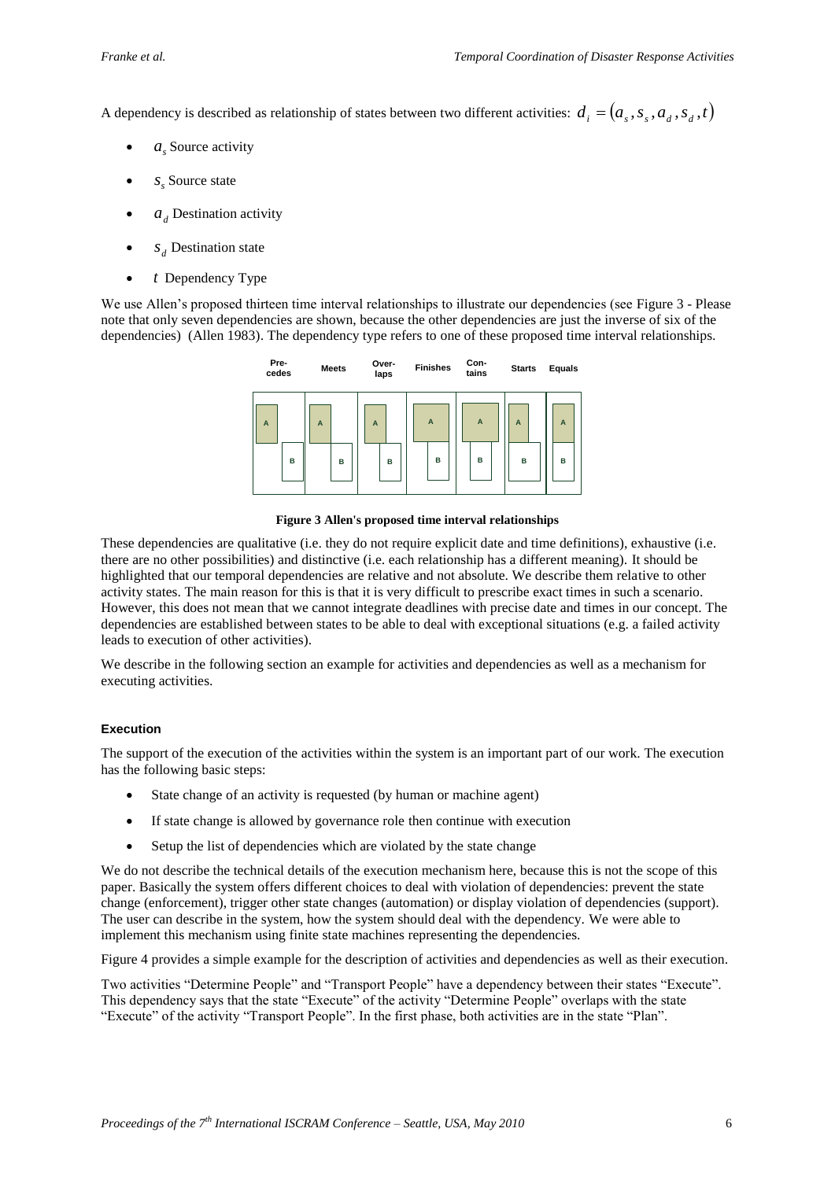A dependency is described as relationship of states between two different activities: $d_i = (a_s, s_s, a_d, s_d, t)$

- $a_s$ Source activity
- $s_s$ Source state
- $a_d$ Destination activity
- $s_d$ Destination state
- $t$ Dependency Type

We use Allen's proposed thirteen time interval relationships to illustrate our dependencies (see Figure 3 - Please note that only seven dependencies are shown, because the other dependencies are just the inverse of six of the dependencies) (Allen 1983). The dependency type refers to one of these proposed time interval relationships.

| Precedes | Meets | Overlaps | Finishes | Contains | Starts | Equals |
|---|---|---|---|---|---|---|
| A / B | A / B | A / B | A / B | A / B | A / B | A / B |

**Figure 3 Allen's proposed time interval relationships**

These dependencies are qualitative (i.e. they do not require explicit date and time definitions), exhaustive (i.e. there are no other possibilities) and distinctive (i.e. each relationship has a different meaning). It should be highlighted that our temporal dependencies are relative and not absolute. We describe them relative to other activity states. The main reason for this is that it is very difficult to prescribe exact times in such a scenario. However, this does not mean that we cannot integrate deadlines with precise date and times in our concept. The dependencies are established between states to be able to deal with exceptional situations (e.g. a failed activity leads to execution of other activities).

We describe in the following section an example for activities and dependencies as well as a mechanism for executing activities.

#### Execution

The support of the execution of the activities within the system is an important part of our work. The execution has the following basic steps:

- State change of an activity is requested (by human or machine agent)
- If state change is allowed by governance role then continue with execution
- Setup the list of dependencies which are violated by the state change

We do not describe the technical details of the execution mechanism here, because this is not the scope of this paper. Basically the system offers different choices to deal with violation of dependencies: prevent the state change (enforcement), trigger other state changes (automation) or display violation of dependencies (support). The user can describe in the system, how the system should deal with the dependency. We were able to implement this mechanism using finite state machines representing the dependencies.

Figure 4 provides a simple example for the description of activities and dependencies as well as their execution.

Two activities "Determine People" and "Transport People" have a dependency between their states "Execute". This dependency says that the state "Execute" of the activity "Determine People" overlaps with the state "Execute" of the activity "Transport People". In the first phase, both activities are in the state "Plan".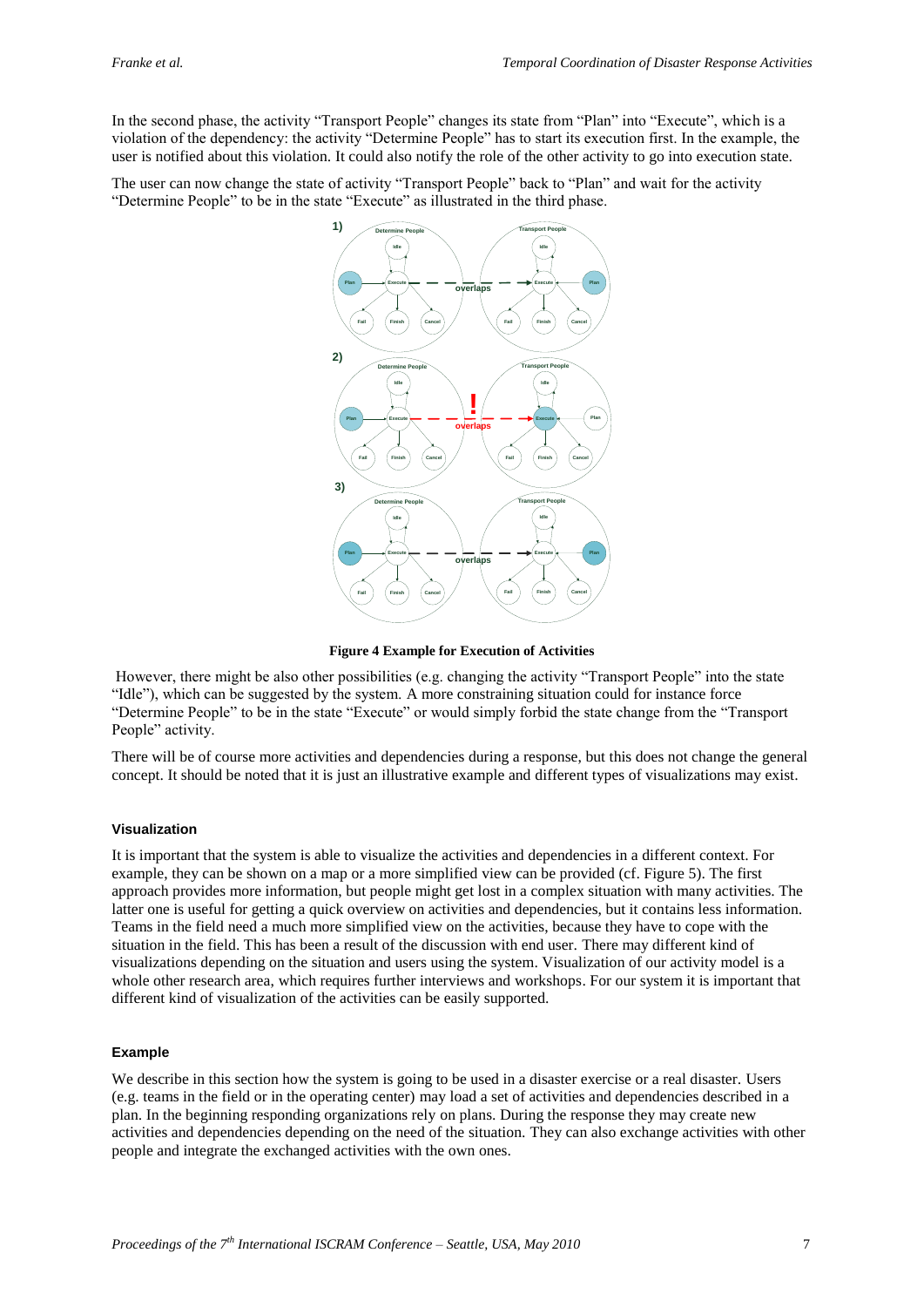In the second phase, the activity “Transport People” changes its state from “Plan” into “Execute”, which is a violation of the dependency: the activity “Determine People” has to start its execution first. In the example, the user is notified about this violation. It could also notify the role of the other activity to go into execution state.

The user can now change the state of activity “Transport People” back to “Plan” and wait for the activity “Determine People” to be in the state “Execute” as illustrated in the third phase.

**Figure 4 Example for Execution of Activities**

However, there might be also other possibilities (e.g. changing the activity “Transport People” into the state “Idle”), which can be suggested by the system. A more constraining situation could for instance force “Determine People” to be in the state “Execute” or would simply forbid the state change from the “Transport People” activity.

There will be of course more activities and dependencies during a response, but this does not change the general concept. It should be noted that it is just an illustrative example and different types of visualizations may exist.

### Visualization

It is important that the system is able to visualize the activities and dependencies in a different context. For example, they can be shown on a map or a more simplified view can be provided (cf. Figure 5). The first approach provides more information, but people might get lost in a complex situation with many activities. The latter one is useful for getting a quick overview on activities and dependencies, but it contains less information. Teams in the field need a much more simplified view on the activities, because they have to cope with the situation in the field. This has been a result of the discussion with end user. There may different kind of visualizations depending on the situation and users using the system. Visualization of our activity model is a whole other research area, which requires further interviews and workshops. For our system it is important that different kind of visualization of the activities can be easily supported.

### Example

We describe in this section how the system is going to be used in a disaster exercise or a real disaster. Users (e.g. teams in the field or in the operating center) may load a set of activities and dependencies described in a plan. In the beginning responding organizations rely on plans. During the response they may create new activities and dependencies depending on the need of the situation. They can also exchange activities with other people and integrate the exchanged activities with the own ones.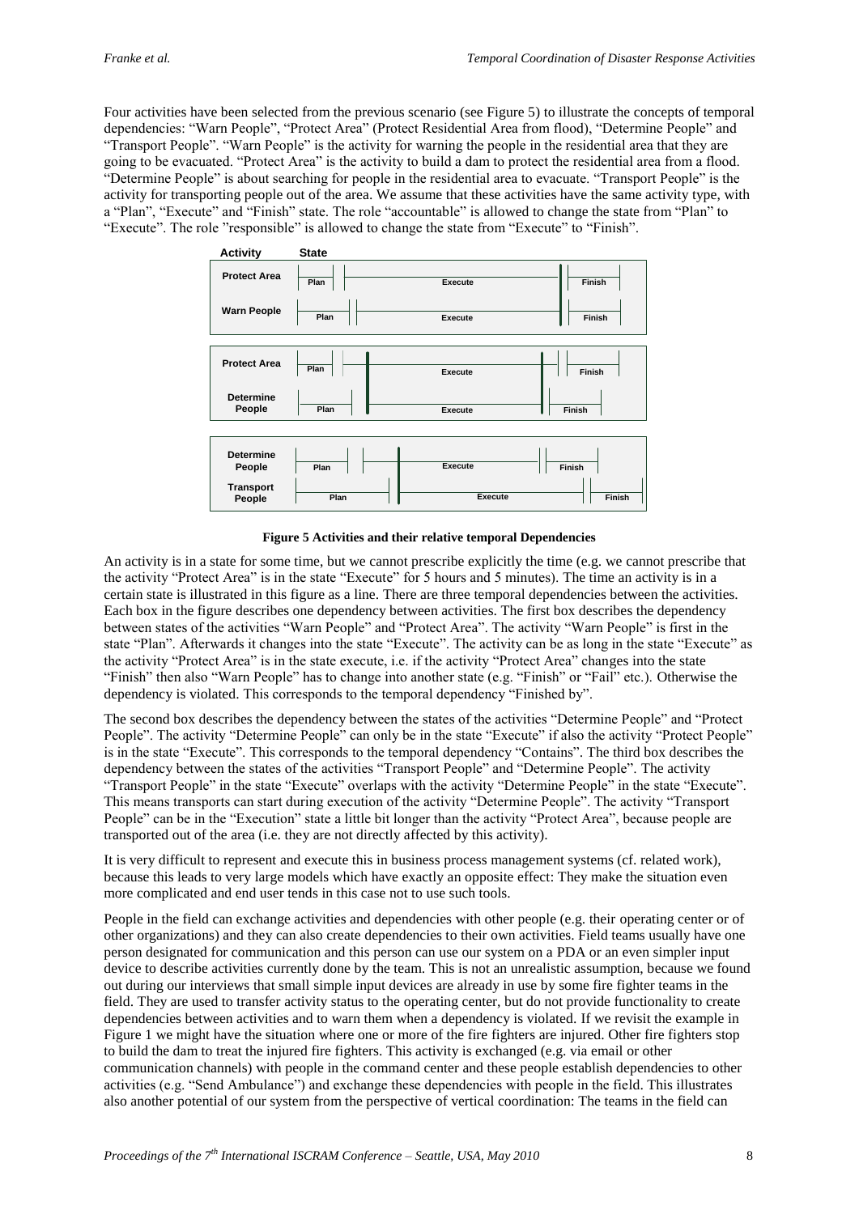Four activities have been selected from the previous scenario (see Figure 5) to illustrate the concepts of temporal dependencies: "Warn People", "Protect Area" (Protect Residential Area from flood), "Determine People" and "Transport People". "Warn People" is the activity for warning the people in the residential area that they are going to be evacuated. "Protect Area" is the activity to build a dam to protect the residential area from a flood. "Determine People" is about searching for people in the residential area to evacuate. "Transport People" is the activity for transporting people out of the area. We assume that these activities have the same activity type, with a "Plan", "Execute" and "Finish" state. The role "accountable" is allowed to change the state from "Plan" to "Execute". The role "responsible" is allowed to change the state from "Execute" to "Finish".

| Activity | State | | |
|---|---|---|---|
| Protect Area | Plan | Execute | Finish |
| Warn People | Plan | Execute | Finish |
| Protect Area | Plan | Execute | Finish |
| Determine People | Plan | Execute | Finish |
| Determine People | Plan | Execute | Finish |
| Transport People | Plan | Execute | Finish |

**Figure 5 Activities and their relative temporal Dependencies**

An activity is in a state for some time, but we cannot prescribe explicitly the time (e.g. we cannot prescribe that the activity "Protect Area" is in the state "Execute" for 5 hours and 5 minutes). The time an activity is in a certain state is illustrated in this figure as a line. There are three temporal dependencies between the activities. Each box in the figure describes one dependency between activities. The first box describes the dependency between states of the activities "Warn People" and "Protect Area". The activity "Warn People" is first in the state "Plan". Afterwards it changes into the state "Execute". The activity can be as long in the state "Execute" as the activity "Protect Area" is in the state execute, i.e. if the activity "Protect Area" changes into the state "Finish" then also "Warn People" has to change into another state (e.g. "Finish" or "Fail" etc.). Otherwise the dependency is violated. This corresponds to the temporal dependency "Finished by".

The second box describes the dependency between the states of the activities "Determine People" and "Protect People". The activity "Determine People" can only be in the state "Execute" if also the activity "Protect People" is in the state "Execute". This corresponds to the temporal dependency "Contains". The third box describes the dependency between the states of the activities "Transport People" and "Determine People". The activity "Transport People" in the state "Execute" overlaps with the activity "Determine People" in the state "Execute". This means transports can start during execution of the activity "Determine People". The activity "Transport People" can be in the "Execution" state a little bit longer than the activity "Protect Area", because people are transported out of the area (i.e. they are not directly affected by this activity).

It is very difficult to represent and execute this in business process management systems (cf. related work), because this leads to very large models which have exactly an opposite effect: They make the situation even more complicated and end user tends in this case not to use such tools.

People in the field can exchange activities and dependencies with other people (e.g. their operating center or of other organizations) and they can also create dependencies to their own activities. Field teams usually have one person designated for communication and this person can use our system on a PDA or an even simpler input device to describe activities currently done by the team. This is not an unrealistic assumption, because we found out during our interviews that small simple input devices are already in use by some fire fighter teams in the field. They are used to transfer activity status to the operating center, but do not provide functionality to create dependencies between activities and to warn them when a dependency is violated. If we revisit the example in Figure 1 we might have the situation where one or more of the fire fighters are injured. Other fire fighters stop to build the dam to treat the injured fire fighters. This activity is exchanged (e.g. via email or other communication channels) with people in the command center and these people establish dependencies to other activities (e.g. "Send Ambulance") and exchange these dependencies with people in the field. This illustrates also another potential of our system from the perspective of vertical coordination: The teams in the field can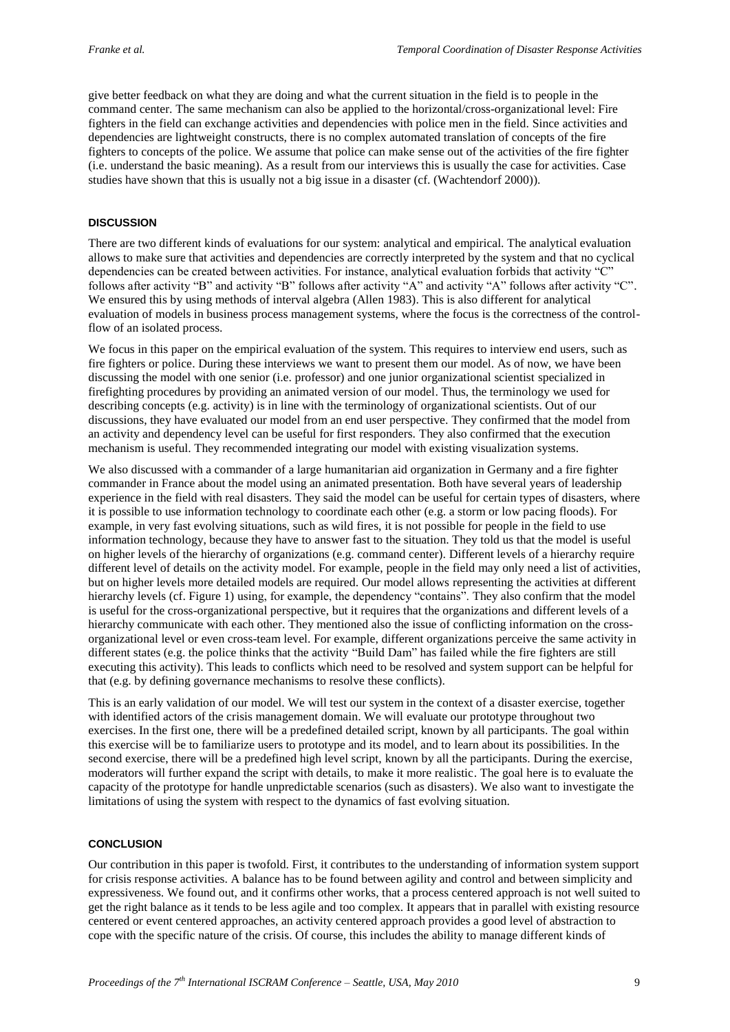give better feedback on what they are doing and what the current situation in the field is to people in the command center. The same mechanism can also be applied to the horizontal/cross-organizational level: Fire fighters in the field can exchange activities and dependencies with police men in the field. Since activities and dependencies are lightweight constructs, there is no complex automated translation of concepts of the fire fighters to concepts of the police. We assume that police can make sense out of the activities of the fire fighter (i.e. understand the basic meaning). As a result from our interviews this is usually the case for activities. Case studies have shown that this is usually not a big issue in a disaster (cf. (Wachtendorf 2000)).

## DISCUSSION

There are two different kinds of evaluations for our system: analytical and empirical. The analytical evaluation allows to make sure that activities and dependencies are correctly interpreted by the system and that no cyclical dependencies can be created between activities. For instance, analytical evaluation forbids that activity "C" follows after activity "B" and activity "B" follows after activity "A" and activity "A" follows after activity "C". We ensured this by using methods of interval algebra (Allen 1983). This is also different for analytical evaluation of models in business process management systems, where the focus is the correctness of the control-flow of an isolated process.

We focus in this paper on the empirical evaluation of the system. This requires to interview end users, such as fire fighters or police. During these interviews we want to present them our model. As of now, we have been discussing the model with one senior (i.e. professor) and one junior organizational scientist specialized in firefighting procedures by providing an animated version of our model. Thus, the terminology we used for describing concepts (e.g. activity) is in line with the terminology of organizational scientists. Out of our discussions, they have evaluated our model from an end user perspective. They confirmed that the model from an activity and dependency level can be useful for first responders. They also confirmed that the execution mechanism is useful. They recommended integrating our model with existing visualization systems.

We also discussed with a commander of a large humanitarian aid organization in Germany and a fire fighter commander in France about the model using an animated presentation. Both have several years of leadership experience in the field with real disasters. They said the model can be useful for certain types of disasters, where it is possible to use information technology to coordinate each other (e.g. a storm or low pacing floods). For example, in very fast evolving situations, such as wild fires, it is not possible for people in the field to use information technology, because they have to answer fast to the situation. They told us that the model is useful on higher levels of the hierarchy of organizations (e.g. command center). Different levels of a hierarchy require different level of details on the activity model. For example, people in the field may only need a list of activities, but on higher levels more detailed models are required. Our model allows representing the activities at different hierarchy levels (cf. Figure 1) using, for example, the dependency "contains". They also confirm that the model is useful for the cross-organizational perspective, but it requires that the organizations and different levels of a hierarchy communicate with each other. They mentioned also the issue of conflicting information on the cross-organizational level or even cross-team level. For example, different organizations perceive the same activity in different states (e.g. the police thinks that the activity "Build Dam" has failed while the fire fighters are still executing this activity). This leads to conflicts which need to be resolved and system support can be helpful for that (e.g. by defining governance mechanisms to resolve these conflicts).

This is an early validation of our model. We will test our system in the context of a disaster exercise, together with identified actors of the crisis management domain. We will evaluate our prototype throughout two exercises. In the first one, there will be a predefined detailed script, known by all participants. The goal within this exercise will be to familiarize users to prototype and its model, and to learn about its possibilities. In the second exercise, there will be a predefined high level script, known by all the participants. During the exercise, moderators will further expand the script with details, to make it more realistic. The goal here is to evaluate the capacity of the prototype for handle unpredictable scenarios (such as disasters). We also want to investigate the limitations of using the system with respect to the dynamics of fast evolving situation.

## CONCLUSION

Our contribution in this paper is twofold. First, it contributes to the understanding of information system support for crisis response activities. A balance has to be found between agility and control and between simplicity and expressiveness. We found out, and it confirms other works, that a process centered approach is not well suited to get the right balance as it tends to be less agile and too complex. It appears that in parallel with existing resource centered or event centered approaches, an activity centered approach provides a good level of abstraction to cope with the specific nature of the crisis. Of course, this includes the ability to manage different kinds of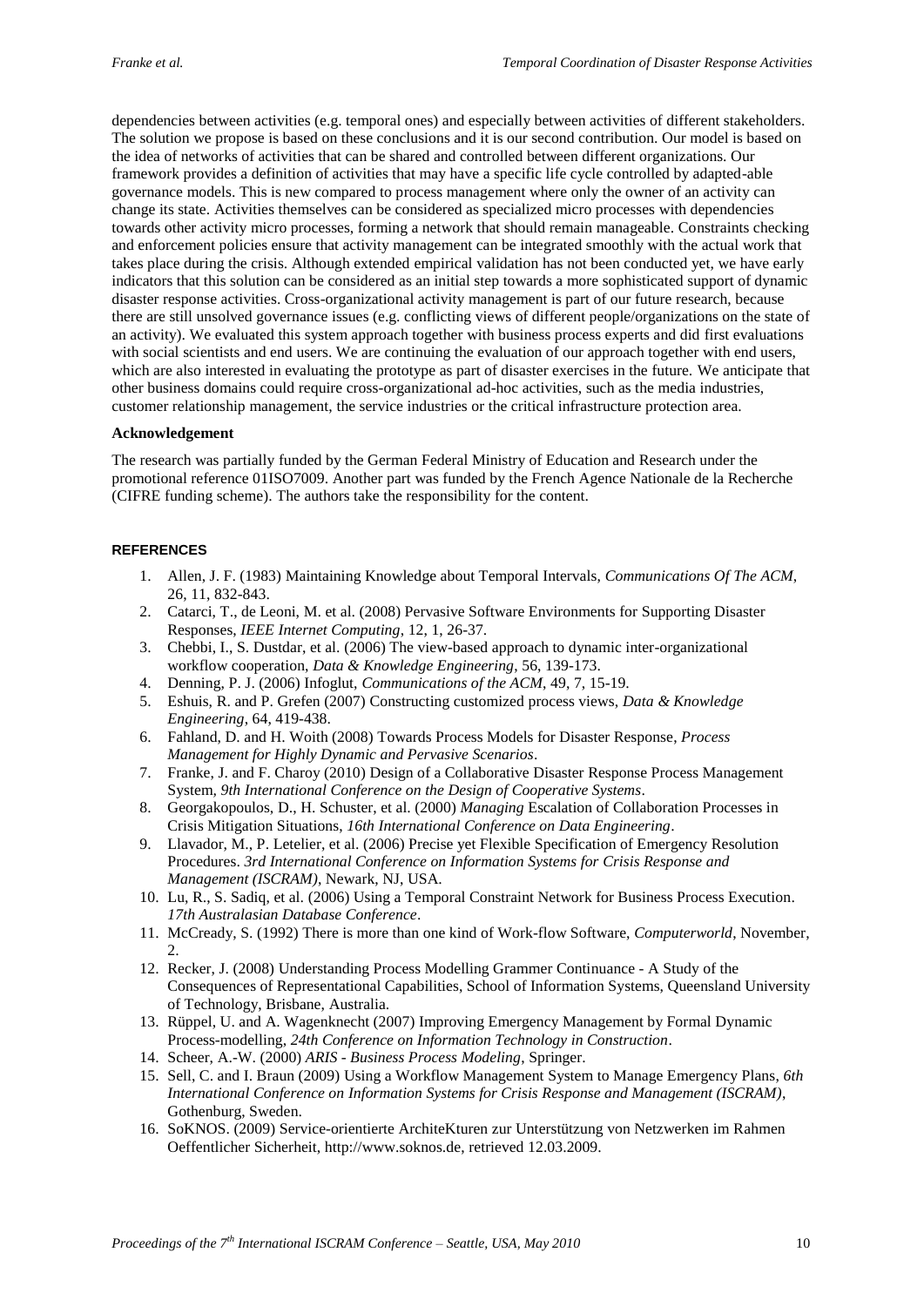dependencies between activities (e.g. temporal ones) and especially between activities of different stakeholders. The solution we propose is based on these conclusions and it is our second contribution. Our model is based on the idea of networks of activities that can be shared and controlled between different organizations. Our framework provides a definition of activities that may have a specific life cycle controlled by adapted-able governance models. This is new compared to process management where only the owner of an activity can change its state. Activities themselves can be considered as specialized micro processes with dependencies towards other activity micro processes, forming a network that should remain manageable. Constraints checking and enforcement policies ensure that activity management can be integrated smoothly with the actual work that takes place during the crisis. Although extended empirical validation has not been conducted yet, we have early indicators that this solution can be considered as an initial step towards a more sophisticated support of dynamic disaster response activities. Cross-organizational activity management is part of our future research, because there are still unsolved governance issues (e.g. conflicting views of different people/organizations on the state of an activity). We evaluated this system approach together with business process experts and did first evaluations with social scientists and end users. We are continuing the evaluation of our approach together with end users, which are also interested in evaluating the prototype as part of disaster exercises in the future. We anticipate that other business domains could require cross-organizational ad-hoc activities, such as the media industries, customer relationship management, the service industries or the critical infrastructure protection area.

**Acknowledgement**

The research was partially funded by the German Federal Ministry of Education and Research under the promotional reference 01ISO7009. Another part was funded by the French Agence Nationale de la Recherche (CIFRE funding scheme). The authors take the responsibility for the content.

## REFERENCES

1. Allen, J. F. (1983) Maintaining Knowledge about Temporal Intervals, *Communications Of The ACM*, 26, 11, 832-843.
2. Catarci, T., de Leoni, M. et al. (2008) Pervasive Software Environments for Supporting Disaster Responses, *IEEE Internet Computing*, 12, 1, 26-37.
3. Chebbi, I., S. Dustdar, et al. (2006) The view-based approach to dynamic inter-organizational workflow cooperation, *Data & Knowledge Engineering*, 56, 139-173.
4. Denning, P. J. (2006) Infoglut, *Communications of the ACM*, 49, 7, 15-19.
5. Eshuis, R. and P. Grefen (2007) Constructing customized process views, *Data & Knowledge Engineering*, 64, 419-438.
6. Fahland, D. and H. Woith (2008) Towards Process Models for Disaster Response, *Process Management for Highly Dynamic and Pervasive Scenarios*.
7. Franke, J. and F. Charoy (2010) Design of a Collaborative Disaster Response Process Management System, *9th International Conference on the Design of Cooperative Systems*.
8. Georgakopoulos, D., H. Schuster, et al. (2000) *Managing* Escalation of Collaboration Processes in Crisis Mitigation Situations, *16th International Conference on Data Engineering*.
9. Llavador, M., P. Letelier, et al. (2006) Precise yet Flexible Specification of Emergency Resolution Procedures. *3rd International Conference on Information Systems for Crisis Response and Management (ISCRAM)*, Newark, NJ, USA.
10. Lu, R., S. Sadiq, et al. (2006) Using a Temporal Constraint Network for Business Process Execution. *17th Australasian Database Conference*.
11. McCready, S. (1992) There is more than one kind of Work-flow Software, *Computerworld*, November, 2.
12. Recker, J. (2008) Understanding Process Modelling Grammer Continuance - A Study of the Consequences of Representational Capabilities, School of Information Systems, Queensland University of Technology, Brisbane, Australia.
13. Rüppel, U. and A. Wagenknecht (2007) Improving Emergency Management by Formal Dynamic Process-modelling, *24th Conference on Information Technology in Construction*.
14. Scheer, A.-W. (2000) *ARIS - Business Process Modeling*, Springer.
15. Sell, C. and I. Braun (2009) Using a Workflow Management System to Manage Emergency Plans, *6th International Conference on Information Systems for Crisis Response and Management (ISCRAM)*, Gothenburg, Sweden.
16. SoKNOS. (2009) Service-orientierte ArchiteKturen zur Unterstützung von Netzwerken im Rahmen Oeffentlicher Sicherheit, http://www.soknos.de, retrieved 12.03.2009.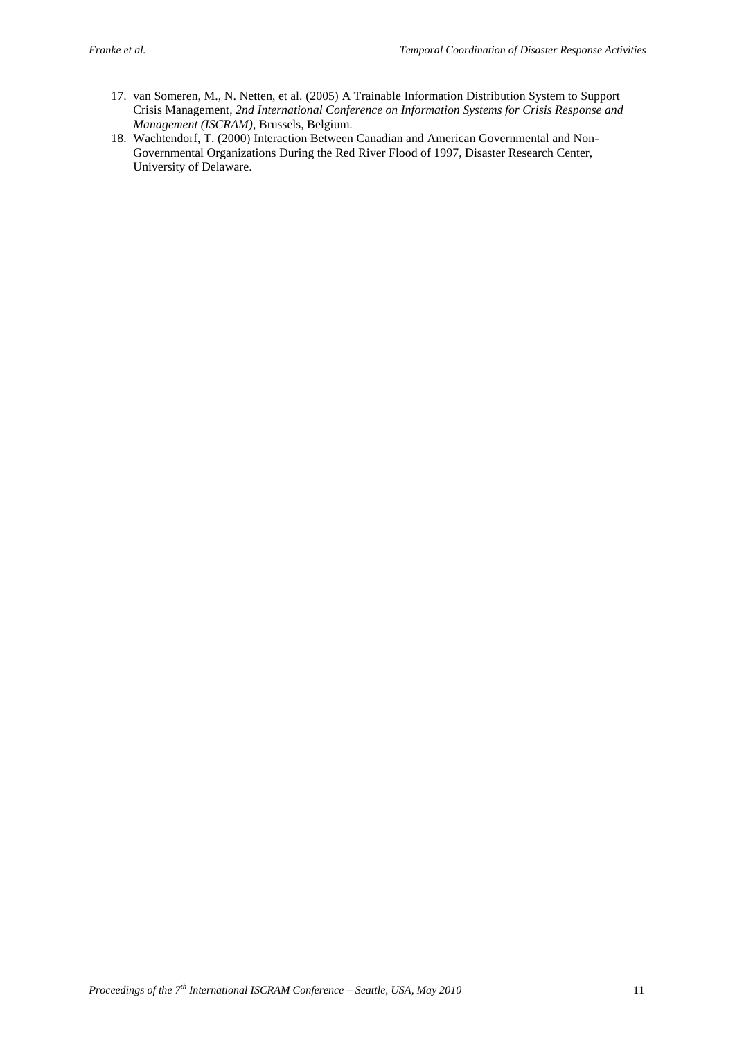17. van Someren, M., N. Netten, et al. (2005) A Trainable Information Distribution System to Support Crisis Management, *2nd International Conference on Information Systems for Crisis Response and Management (ISCRAM)*, Brussels, Belgium.
18. Wachtendorf, T. (2000) Interaction Between Canadian and American Governmental and Non-Governmental Organizations During the Red River Flood of 1997, Disaster Research Center, University of Delaware.